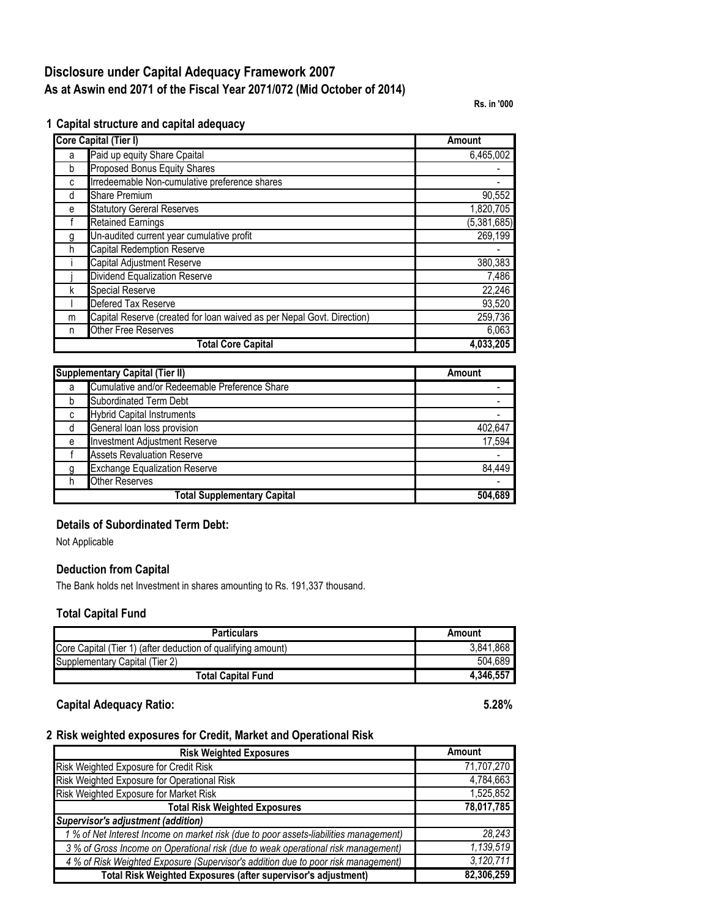# Disclosure under Capital Adequacy Framework 2007

## As at Aswin end 2071 of the Fiscal Year 2071/072 (Mid October of 2014)

**Rs. in '000**

### 1 Capital structure and capital adequacy

| Core Capital (Tier I) | | Amount |
|---|---|---|
| a | Paid up equity Share Cpaital | 6,465,002 |
| b | Proposed Bonus Equity Shares | - |
| c | Irredeemable Non-cumulative preference shares | - |
| d | Share Premium | 90,552 |
| e | Statutory Gereral Reserves | 1,820,705 |
| f | Retained Earnings | (5,381,685) |
| g | Un-audited current year cumulative profit | 269,199 |
| h | Capital Redemption Reserve | - |
| i | Capital Adjustment Reserve | 380,383 |
| j | Dividend Equalization Reserve | 7,486 |
| k | Special Reserve | 22,246 |
| l | Defered Tax Reserve | 93,520 |
| m | Capital Reserve (created for loan waived as per Nepal Govt. Direction) | 259,736 |
| n | Other Free Reserves | 6,063 |
| | **Total Core Capital** | **4,033,205** |

| Supplementary Capital (Tier II) | | Amount |
|---|---|---|
| a | Cumulative and/or Redeemable Preference Share | - |
| b | Subordinated Term Debt | - |
| c | Hybrid Capital Instruments | - |
| d | General loan loss provision | 402,647 |
| e | Investment Adjustment Reserve | 17,594 |
| f | Assets Revaluation Reserve | - |
| g | Exchange Equalization Reserve | 84,449 |
| h | Other Reserves | - |
| | **Total Supplementary Capital** | **504,689** |

### Details of Subordinated Term Debt:

Not Applicable

### Deduction from Capital

The Bank holds net Investment in shares amounting to Rs. 191,337 thousand.

### Total Capital Fund

| Particulars | Amount |
|---|---|
| Core Capital (Tier 1) (after deduction of qualifying amount) | 3,841,868 |
| Supplementary Capital (Tier 2) | 504,689 |
| **Total Capital Fund** | **4,346,557** |

**Capital Adequacy Ratio: 5.28%**

### 2 Risk weighted exposures for Credit, Market and Operational Risk

| Risk Weighted Exposures | Amount |
|---|---|
| Risk Weighted Exposure for Credit Risk | 71,707,270 |
| Risk Weighted Exposure for Operational Risk | 4,784,663 |
| Risk Weighted Exposure for Market Risk | 1,525,852 |
| **Total Risk Weighted Exposures** | **78,017,785** |
| ***Supervisor's adjustment (addition)*** | |
| *1 % of Net Interest Income on market risk (due to poor assets-liabilities management)* | *28,243* |
| *3 % of Gross Income on Operational risk (due to weak operational risk management)* | *1,139,519* |
| *4 % of Risk Weighted Exposure (Supervisor's addition due to poor risk management)* | *3,120,711* |
| **Total Risk Weighted Exposures (after supervisor's adjustment)** | **82,306,259** |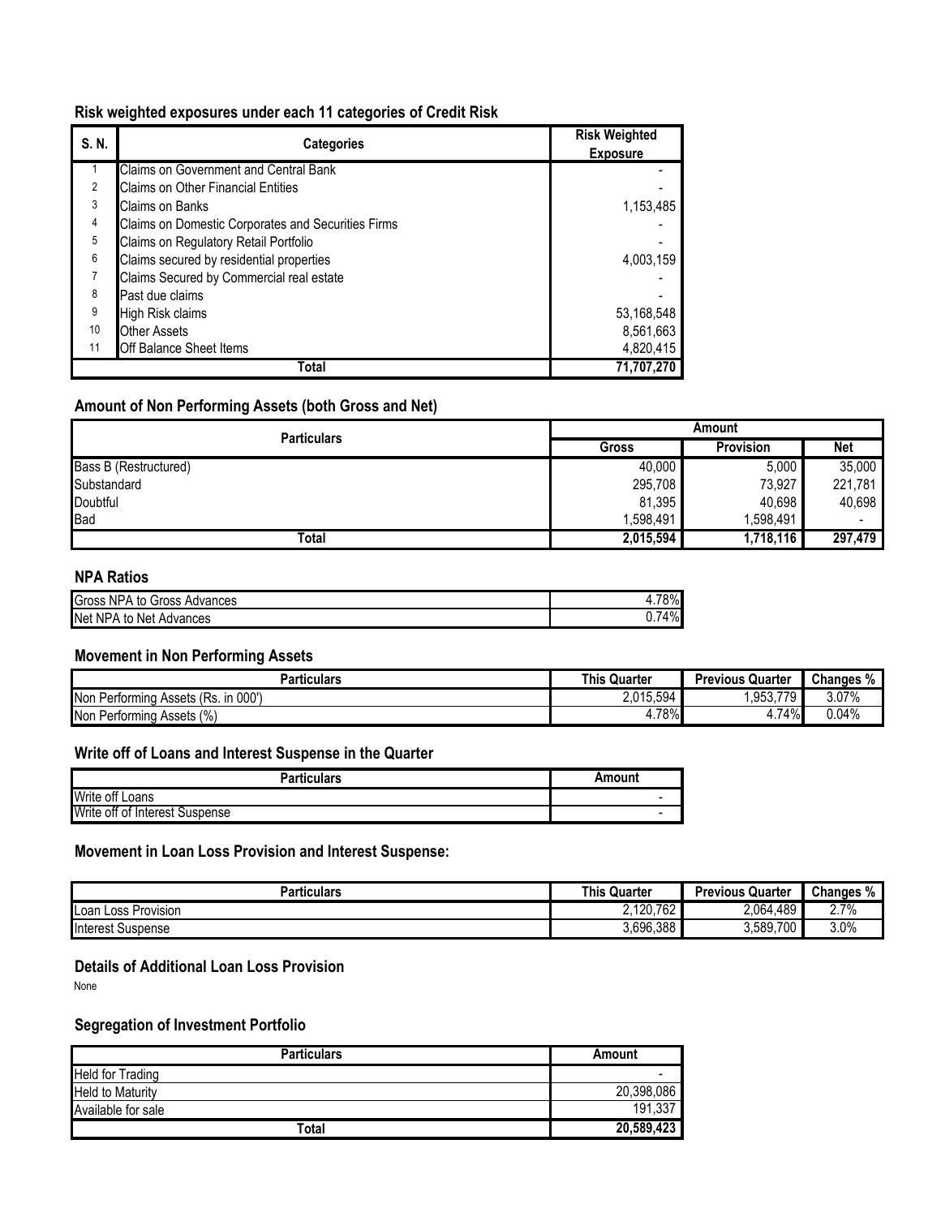### Risk weighted exposures under each 11 categories of Credit Risk

| S. N. | Categories | Risk Weighted Exposure |
|---|---|---|
| 1 | Claims on Government and Central Bank | - |
| 2 | Claims on Other Financial Entities | - |
| 3 | Claims on Banks | 1,153,485 |
| 4 | Claims on Domestic Corporates and Securities Firms | - |
| 5 | Claims on Regulatory Retail Portfolio | - |
| 6 | Claims secured by residential properties | 4,003,159 |
| 7 | Claims Secured by Commercial real estate | - |
| 8 | Past due claims | - |
| 9 | High Risk claims | 53,168,548 |
| 10 | Other Assets | 8,561,663 |
| 11 | Off Balance Sheet Items | 4,820,415 |
| | **Total** | **71,707,270** |

### Amount of Non Performing Assets (both Gross and Net)

| Particulars | Amount | | |
|---|---|---|---|
| | Gross | Provision | Net |
| Bass B (Restructured) | 40,000 | 5,000 | 35,000 |
| Substandard | 295,708 | 73,927 | 221,781 |
| Doubtful | 81,395 | 40,698 | 40,698 |
| Bad | 1,598,491 | 1,598,491 | - |
| **Total** | **2,015,594** | **1,718,116** | **297,479** |

### NPA Ratios

| | |
|---|---|
| Gross NPA to Gross Advances | 4.78% |
| Net NPA to Net Advances | 0.74% |

### Movement in Non Performing Assets

| Particulars | This Quarter | Previous Quarter | Changes % |
|---|---|---|---|
| Non Performing Assets (Rs. in 000') | 2,015,594 | 1,953,779 | 3.07% |
| Non Performing Assets (%) | 4.78% | 4.74% | 0.04% |

### Write off of Loans and Interest Suspense in the Quarter

| Particulars | Amount |
|---|---|
| Write off Loans | - |
| Write off of Interest Suspense | - |

### Movement in Loan Loss Provision and Interest Suspense:

| Particulars | This Quarter | Previous Quarter | Changes % |
|---|---|---|---|
| Loan Loss Provision | 2,120,762 | 2,064,489 | 2.7% |
| Interest Suspense | 3,696,388 | 3,589,700 | 3.0% |

### Details of Additional Loan Loss Provision

None

### Segregation of Investment Portfolio

| Particulars | Amount |
|---|---|
| Held for Trading | - |
| Held to Maturity | 20,398,086 |
| Available for sale | 191,337 |
| **Total** | **20,589,423** |